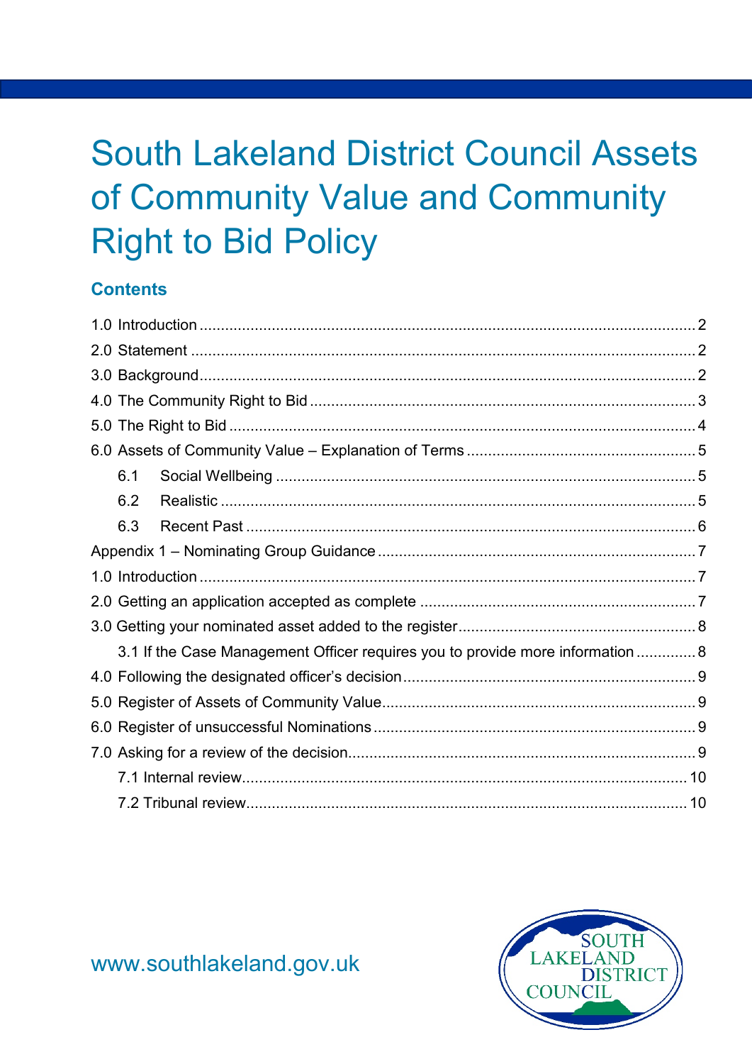# South Lakeland District Council Assets of Community Value and Community Right to Bid Policy

## Contents

1.0 Introduction .......... 2
2.0 Statement .......... 2
3.0 Background .......... 2
4.0 The Community Right to Bid .......... 3
5.0 The Right to Bid .......... 4
6.0 Assets of Community Value – Explanation of Terms .......... 5
- 6.1 Social Wellbeing .......... 5
- 6.2 Realistic .......... 5
- 6.3 Recent Past .......... 6

Appendix 1 – Nominating Group Guidance .......... 7
1.0 Introduction .......... 7
2.0 Getting an application accepted as complete .......... 7
3.0 Getting your nominated asset added to the register .......... 8
- 3.1 If the Case Management Officer requires you to provide more information .......... 8

4.0 Following the designated officer's decision .......... 9
5.0 Register of Assets of Community Value .......... 9
6.0 Register of unsuccessful Nominations .......... 9
7.0 Asking for a review of the decision .......... 9
- 7.1 Internal review .......... 10
- 7.2 Tribunal review .......... 10

www.southlakeland.gov.uk

SOUTH LAKELAND DISTRICT COUNCIL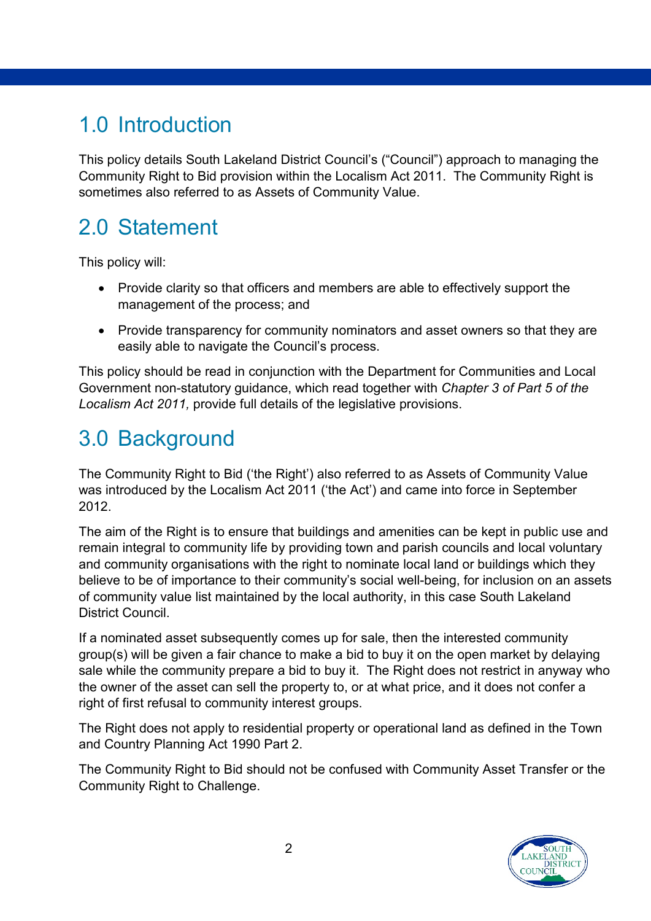# 1.0 Introduction

This policy details South Lakeland District Council's ("Council") approach to managing the Community Right to Bid provision within the Localism Act 2011. The Community Right is sometimes also referred to as Assets of Community Value.

# 2.0 Statement

This policy will:

- Provide clarity so that officers and members are able to effectively support the management of the process; and
- Provide transparency for community nominators and asset owners so that they are easily able to navigate the Council's process.

This policy should be read in conjunction with the Department for Communities and Local Government non-statutory guidance, which read together with *Chapter 3 of Part 5 of the Localism Act 2011,* provide full details of the legislative provisions.

# 3.0 Background

The Community Right to Bid ('the Right') also referred to as Assets of Community Value was introduced by the Localism Act 2011 ('the Act') and came into force in September 2012.

The aim of the Right is to ensure that buildings and amenities can be kept in public use and remain integral to community life by providing town and parish councils and local voluntary and community organisations with the right to nominate local land or buildings which they believe to be of importance to their community's social well-being, for inclusion on an assets of community value list maintained by the local authority, in this case South Lakeland District Council.

If a nominated asset subsequently comes up for sale, then the interested community group(s) will be given a fair chance to make a bid to buy it on the open market by delaying sale while the community prepare a bid to buy it. The Right does not restrict in anyway who the owner of the asset can sell the property to, or at what price, and it does not confer a right of first refusal to community interest groups.

The Right does not apply to residential property or operational land as defined in the Town and Country Planning Act 1990 Part 2.

The Community Right to Bid should not be confused with Community Asset Transfer or the Community Right to Challenge.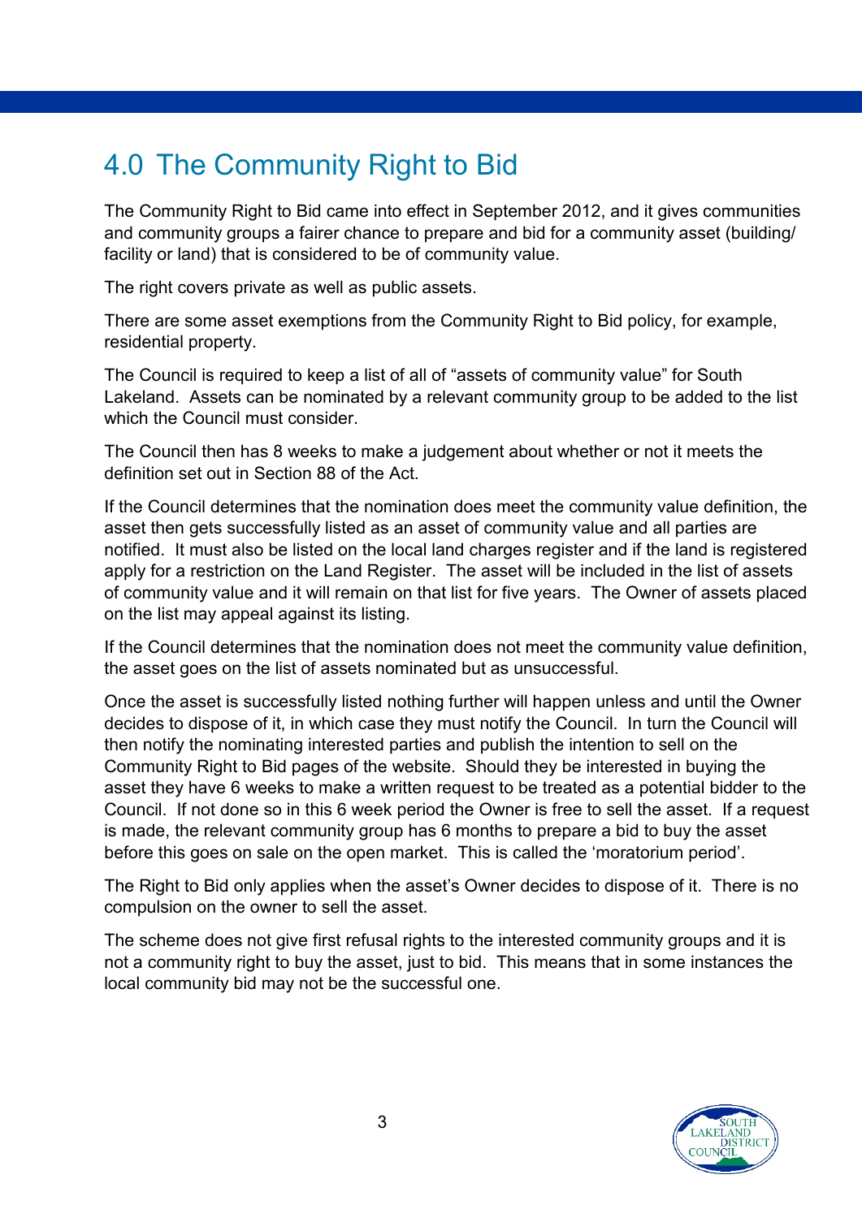# 4.0 The Community Right to Bid

The Community Right to Bid came into effect in September 2012, and it gives communities and community groups a fairer chance to prepare and bid for a community asset (building/ facility or land) that is considered to be of community value.

The right covers private as well as public assets.

There are some asset exemptions from the Community Right to Bid policy, for example, residential property.

The Council is required to keep a list of all of "assets of community value" for South Lakeland. Assets can be nominated by a relevant community group to be added to the list which the Council must consider.

The Council then has 8 weeks to make a judgement about whether or not it meets the definition set out in Section 88 of the Act.

If the Council determines that the nomination does meet the community value definition, the asset then gets successfully listed as an asset of community value and all parties are notified. It must also be listed on the local land charges register and if the land is registered apply for a restriction on the Land Register. The asset will be included in the list of assets of community value and it will remain on that list for five years. The Owner of assets placed on the list may appeal against its listing.

If the Council determines that the nomination does not meet the community value definition, the asset goes on the list of assets nominated but as unsuccessful.

Once the asset is successfully listed nothing further will happen unless and until the Owner decides to dispose of it, in which case they must notify the Council. In turn the Council will then notify the nominating interested parties and publish the intention to sell on the Community Right to Bid pages of the website. Should they be interested in buying the asset they have 6 weeks to make a written request to be treated as a potential bidder to the Council. If not done so in this 6 week period the Owner is free to sell the asset. If a request is made, the relevant community group has 6 months to prepare a bid to buy the asset before this goes on sale on the open market. This is called the 'moratorium period'.

The Right to Bid only applies when the asset's Owner decides to dispose of it. There is no compulsion on the owner to sell the asset.

The scheme does not give first refusal rights to the interested community groups and it is not a community right to buy the asset, just to bid. This means that in some instances the local community bid may not be the successful one.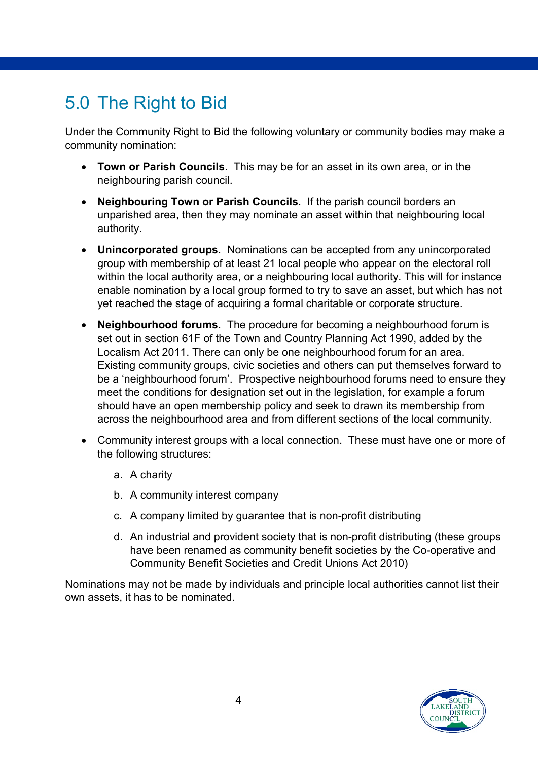# 5.0 The Right to Bid

Under the Community Right to Bid the following voluntary or community bodies may make a community nomination:

- **Town or Parish Councils**. This may be for an asset in its own area, or in the neighbouring parish council.
- **Neighbouring Town or Parish Councils**. If the parish council borders an unparished area, then they may nominate an asset within that neighbouring local authority.
- **Unincorporated groups**. Nominations can be accepted from any unincorporated group with membership of at least 21 local people who appear on the electoral roll within the local authority area, or a neighbouring local authority. This will for instance enable nomination by a local group formed to try to save an asset, but which has not yet reached the stage of acquiring a formal charitable or corporate structure.
- **Neighbourhood forums**. The procedure for becoming a neighbourhood forum is set out in section 61F of the Town and Country Planning Act 1990, added by the Localism Act 2011. There can only be one neighbourhood forum for an area. Existing community groups, civic societies and others can put themselves forward to be a 'neighbourhood forum'. Prospective neighbourhood forums need to ensure they meet the conditions for designation set out in the legislation, for example a forum should have an open membership policy and seek to drawn its membership from across the neighbourhood area and from different sections of the local community.
- Community interest groups with a local connection. These must have one or more of the following structures:
    a. A charity
    b. A community interest company
    c. A company limited by guarantee that is non-profit distributing
    d. An industrial and provident society that is non-profit distributing (these groups have been renamed as community benefit societies by the Co-operative and Community Benefit Societies and Credit Unions Act 2010)

Nominations may not be made by individuals and principle local authorities cannot list their own assets, it has to be nominated.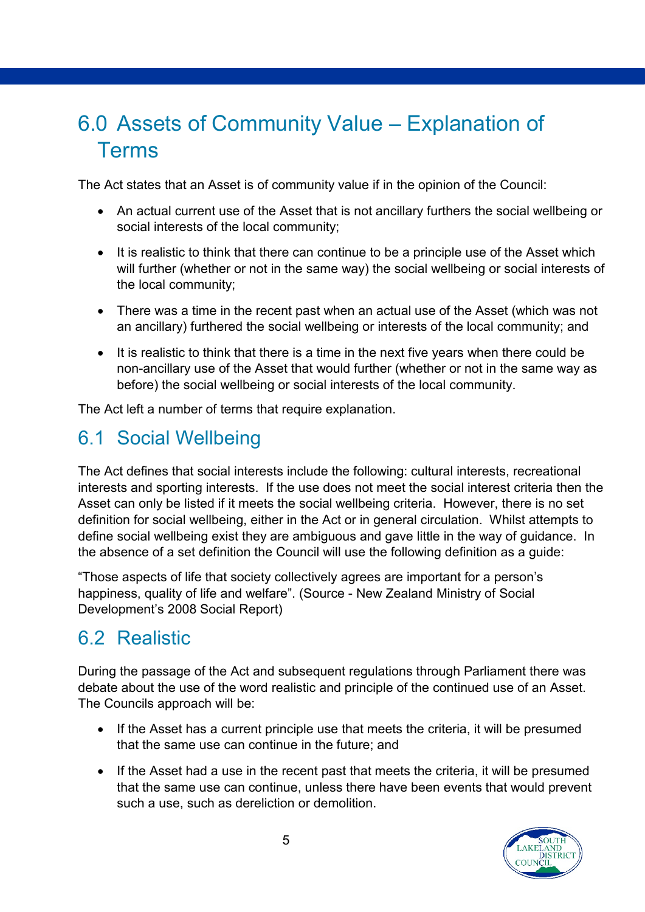# 6.0 Assets of Community Value – Explanation of Terms

The Act states that an Asset is of community value if in the opinion of the Council:

- An actual current use of the Asset that is not ancillary furthers the social wellbeing or social interests of the local community;
- It is realistic to think that there can continue to be a principle use of the Asset which will further (whether or not in the same way) the social wellbeing or social interests of the local community;
- There was a time in the recent past when an actual use of the Asset (which was not an ancillary) furthered the social wellbeing or interests of the local community; and
- It is realistic to think that there is a time in the next five years when there could be non-ancillary use of the Asset that would further (whether or not in the same way as before) the social wellbeing or social interests of the local community.

The Act left a number of terms that require explanation.

## 6.1 Social Wellbeing

The Act defines that social interests include the following: cultural interests, recreational interests and sporting interests. If the use does not meet the social interest criteria then the Asset can only be listed if it meets the social wellbeing criteria. However, there is no set definition for social wellbeing, either in the Act or in general circulation. Whilst attempts to define social wellbeing exist they are ambiguous and gave little in the way of guidance. In the absence of a set definition the Council will use the following definition as a guide:

"Those aspects of life that society collectively agrees are important for a person's happiness, quality of life and welfare". (Source - New Zealand Ministry of Social Development's 2008 Social Report)

## 6.2 Realistic

During the passage of the Act and subsequent regulations through Parliament there was debate about the use of the word realistic and principle of the continued use of an Asset. The Councils approach will be:

- If the Asset has a current principle use that meets the criteria, it will be presumed that the same use can continue in the future; and
- If the Asset had a use in the recent past that meets the criteria, it will be presumed that the same use can continue, unless there have been events that would prevent such a use, such as dereliction or demolition.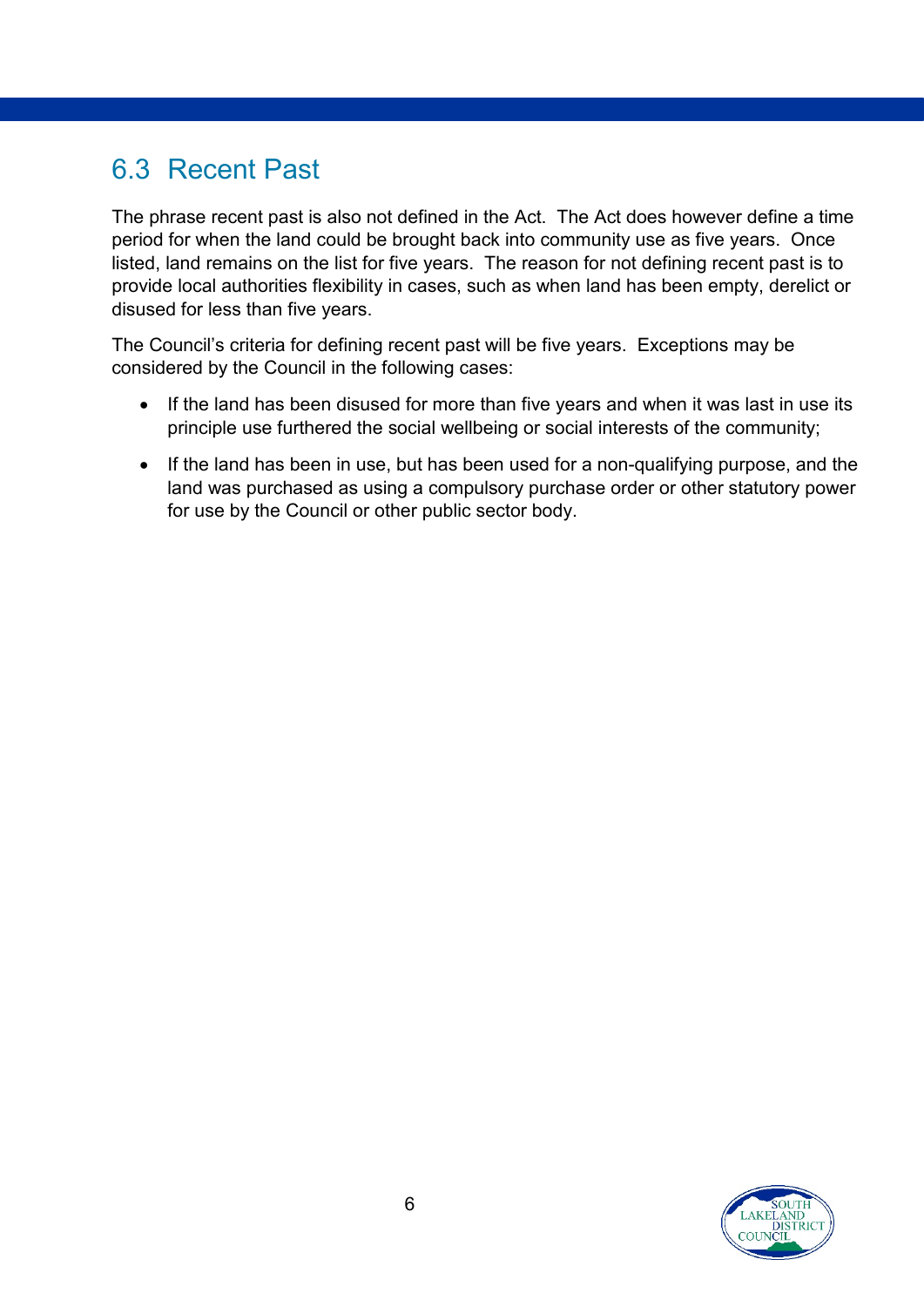## 6.3 Recent Past

The phrase recent past is also not defined in the Act. The Act does however define a time period for when the land could be brought back into community use as five years. Once listed, land remains on the list for five years. The reason for not defining recent past is to provide local authorities flexibility in cases, such as when land has been empty, derelict or disused for less than five years.

The Council's criteria for defining recent past will be five years. Exceptions may be considered by the Council in the following cases:

- If the land has been disused for more than five years and when it was last in use its principle use furthered the social wellbeing or social interests of the community;
- If the land has been in use, but has been used for a non-qualifying purpose, and the land was purchased as using a compulsory purchase order or other statutory power for use by the Council or other public sector body.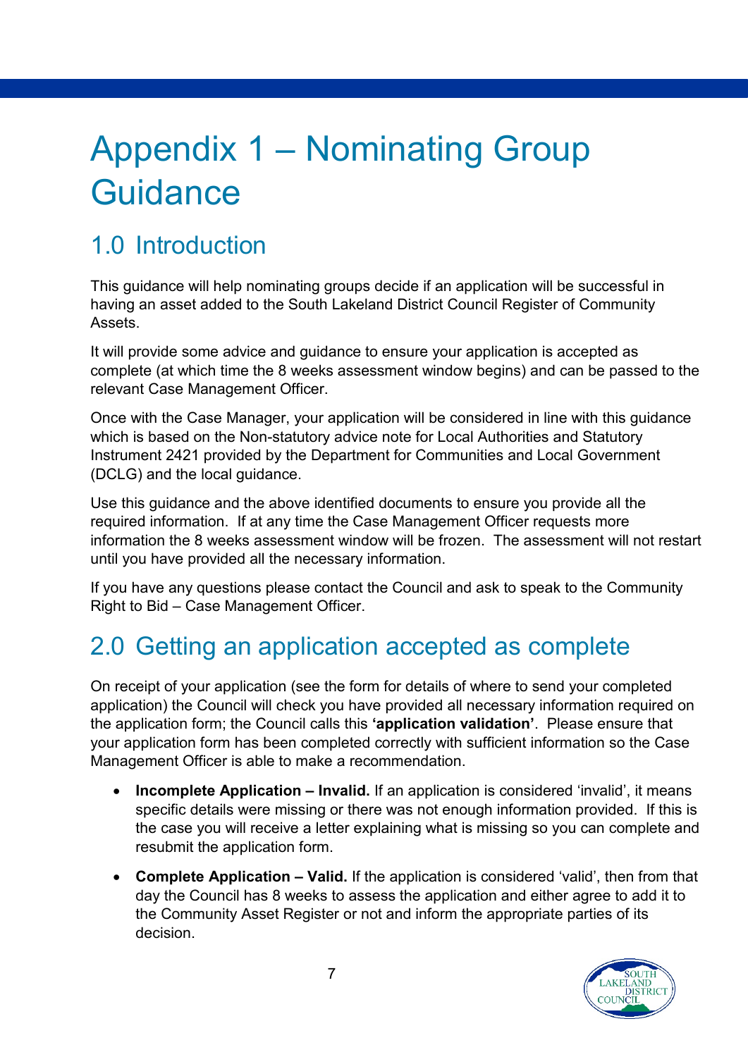# Appendix 1 – Nominating Group Guidance

## 1.0 Introduction

This guidance will help nominating groups decide if an application will be successful in having an asset added to the South Lakeland District Council Register of Community Assets.

It will provide some advice and guidance to ensure your application is accepted as complete (at which time the 8 weeks assessment window begins) and can be passed to the relevant Case Management Officer.

Once with the Case Manager, your application will be considered in line with this guidance which is based on the Non-statutory advice note for Local Authorities and Statutory Instrument 2421 provided by the Department for Communities and Local Government (DCLG) and the local guidance.

Use this guidance and the above identified documents to ensure you provide all the required information. If at any time the Case Management Officer requests more information the 8 weeks assessment window will be frozen. The assessment will not restart until you have provided all the necessary information.

If you have any questions please contact the Council and ask to speak to the Community Right to Bid – Case Management Officer.

## 2.0 Getting an application accepted as complete

On receipt of your application (see the form for details of where to send your completed application) the Council will check you have provided all necessary information required on the application form; the Council calls this **'application validation'**. Please ensure that your application form has been completed correctly with sufficient information so the Case Management Officer is able to make a recommendation.

- **Incomplete Application – Invalid.** If an application is considered 'invalid', it means specific details were missing or there was not enough information provided. If this is the case you will receive a letter explaining what is missing so you can complete and resubmit the application form.
- **Complete Application – Valid.** If the application is considered 'valid', then from that day the Council has 8 weeks to assess the application and either agree to add it to the Community Asset Register or not and inform the appropriate parties of its decision.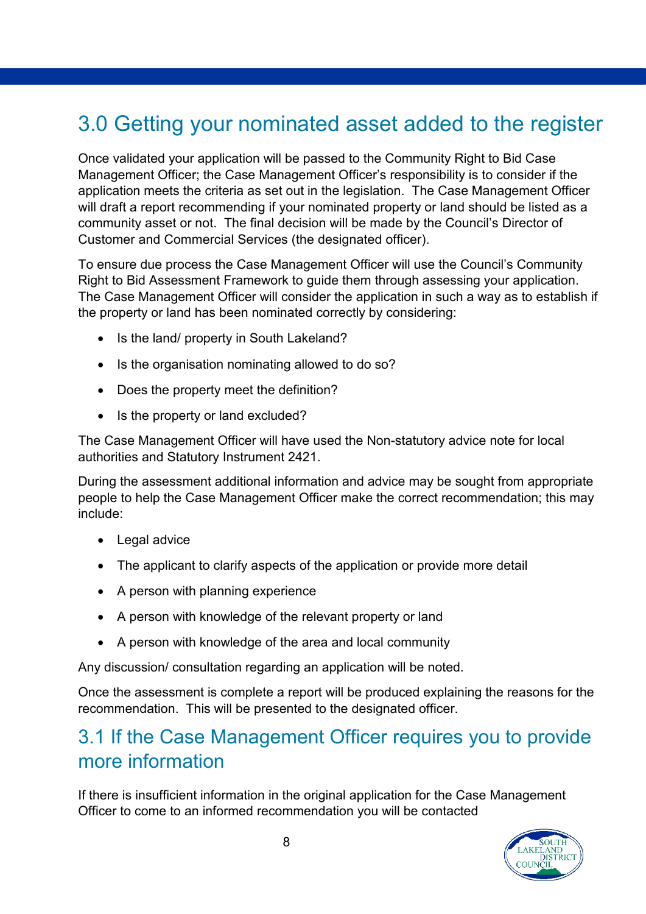## 3.0 Getting your nominated asset added to the register

Once validated your application will be passed to the Community Right to Bid Case Management Officer; the Case Management Officer's responsibility is to consider if the application meets the criteria as set out in the legislation. The Case Management Officer will draft a report recommending if your nominated property or land should be listed as a community asset or not. The final decision will be made by the Council's Director of Customer and Commercial Services (the designated officer).

To ensure due process the Case Management Officer will use the Council's Community Right to Bid Assessment Framework to guide them through assessing your application. The Case Management Officer will consider the application in such a way as to establish if the property or land has been nominated correctly by considering:

- Is the land/ property in South Lakeland?
- Is the organisation nominating allowed to do so?
- Does the property meet the definition?
- Is the property or land excluded?

The Case Management Officer will have used the Non-statutory advice note for local authorities and Statutory Instrument 2421.

During the assessment additional information and advice may be sought from appropriate people to help the Case Management Officer make the correct recommendation; this may include:

- Legal advice
- The applicant to clarify aspects of the application or provide more detail
- A person with planning experience
- A person with knowledge of the relevant property or land
- A person with knowledge of the area and local community

Any discussion/ consultation regarding an application will be noted.

Once the assessment is complete a report will be produced explaining the reasons for the recommendation. This will be presented to the designated officer.

### 3.1 If the Case Management Officer requires you to provide more information

If there is insufficient information in the original application for the Case Management Officer to come to an informed recommendation you will be contacted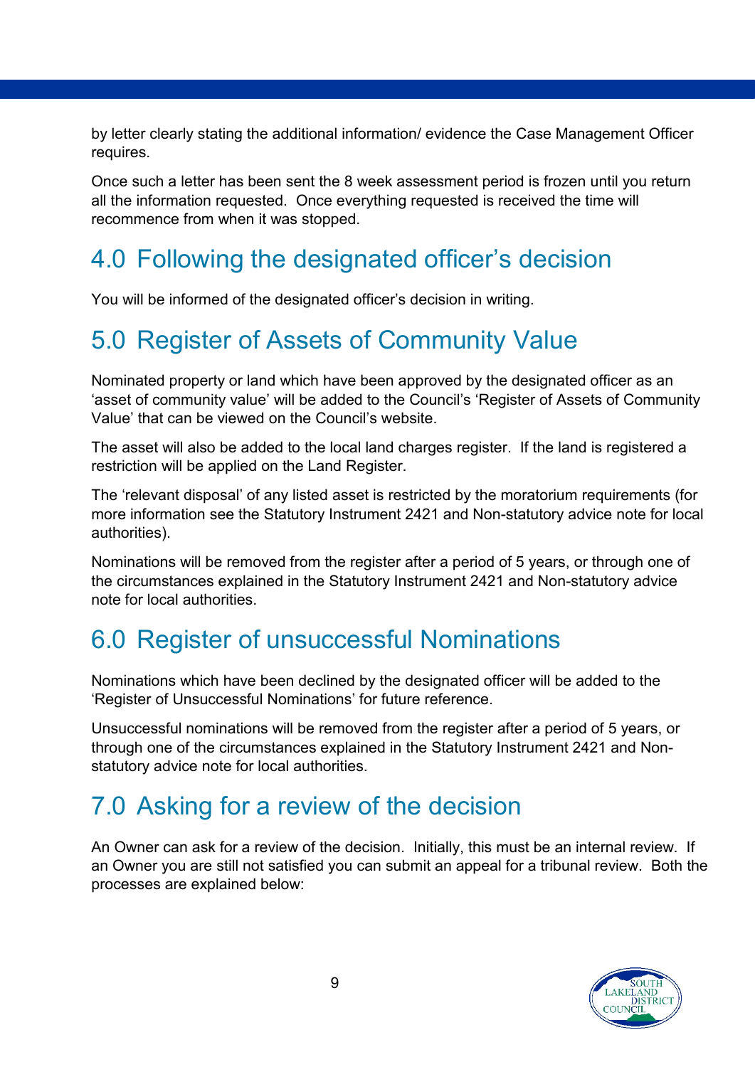by letter clearly stating the additional information/ evidence the Case Management Officer requires.

Once such a letter has been sent the 8 week assessment period is frozen until you return all the information requested. Once everything requested is received the time will recommence from when it was stopped.

## 4.0 Following the designated officer's decision

You will be informed of the designated officer's decision in writing.

## 5.0 Register of Assets of Community Value

Nominated property or land which have been approved by the designated officer as an 'asset of community value' will be added to the Council's 'Register of Assets of Community Value' that can be viewed on the Council's website.

The asset will also be added to the local land charges register. If the land is registered a restriction will be applied on the Land Register.

The 'relevant disposal' of any listed asset is restricted by the moratorium requirements (for more information see the Statutory Instrument 2421 and Non-statutory advice note for local authorities).

Nominations will be removed from the register after a period of 5 years, or through one of the circumstances explained in the Statutory Instrument 2421 and Non-statutory advice note for local authorities.

## 6.0 Register of unsuccessful Nominations

Nominations which have been declined by the designated officer will be added to the 'Register of Unsuccessful Nominations' for future reference.

Unsuccessful nominations will be removed from the register after a period of 5 years, or through one of the circumstances explained in the Statutory Instrument 2421 and Non-statutory advice note for local authorities.

## 7.0 Asking for a review of the decision

An Owner can ask for a review of the decision. Initially, this must be an internal review. If an Owner you are still not satisfied you can submit an appeal for a tribunal review. Both the processes are explained below: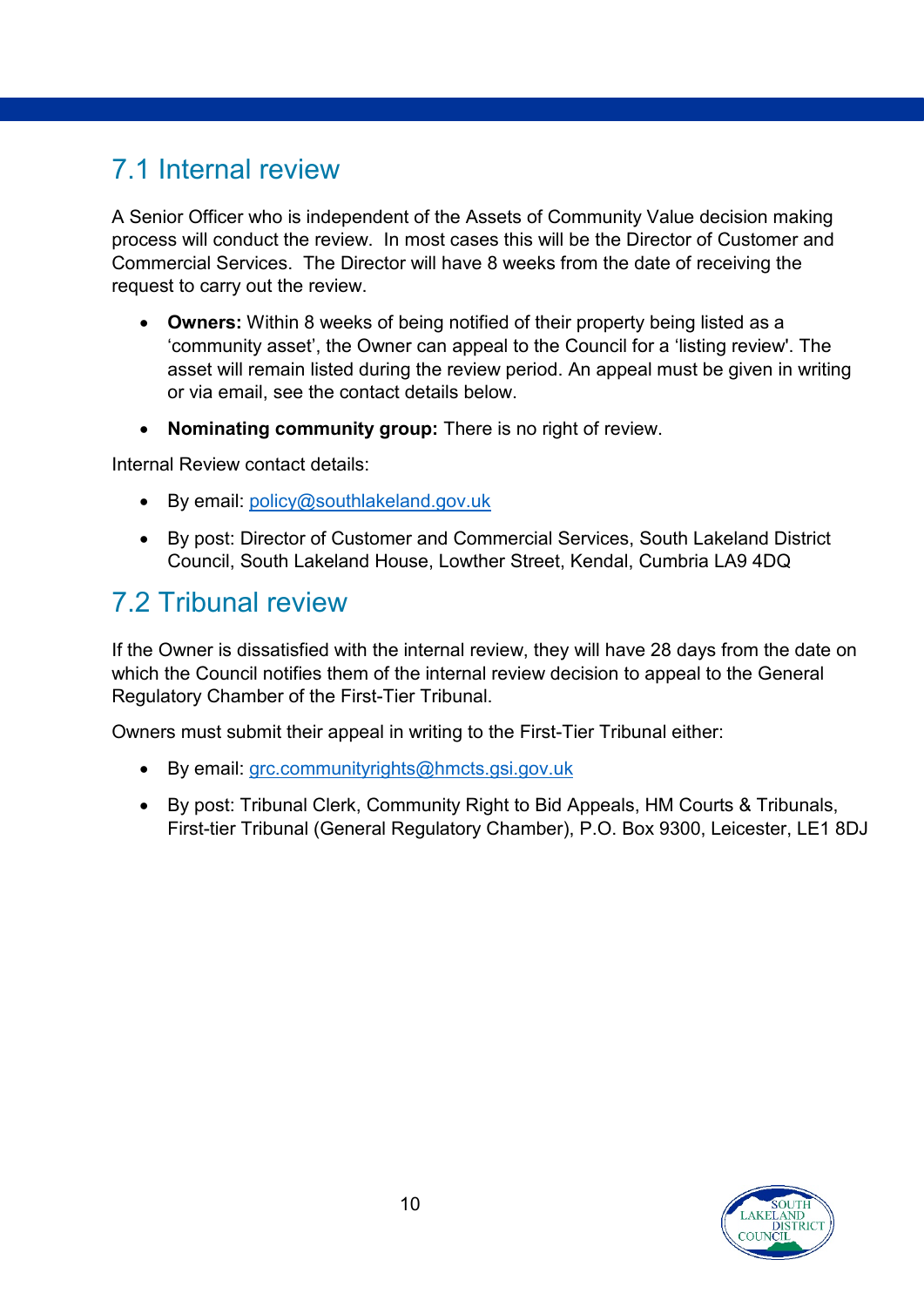## 7.1 Internal review

A Senior Officer who is independent of the Assets of Community Value decision making process will conduct the review. In most cases this will be the Director of Customer and Commercial Services. The Director will have 8 weeks from the date of receiving the request to carry out the review.

- **Owners:** Within 8 weeks of being notified of their property being listed as a 'community asset', the Owner can appeal to the Council for a 'listing review'. The asset will remain listed during the review period. An appeal must be given in writing or via email, see the contact details below.
- **Nominating community group:** There is no right of review.

Internal Review contact details:

- By email: policy@southlakeland.gov.uk
- By post: Director of Customer and Commercial Services, South Lakeland District Council, South Lakeland House, Lowther Street, Kendal, Cumbria LA9 4DQ

## 7.2 Tribunal review

If the Owner is dissatisfied with the internal review, they will have 28 days from the date on which the Council notifies them of the internal review decision to appeal to the General Regulatory Chamber of the First-Tier Tribunal.

Owners must submit their appeal in writing to the First-Tier Tribunal either:

- By email: grc.communityrights@hmcts.gsi.gov.uk
- By post: Tribunal Clerk, Community Right to Bid Appeals, HM Courts & Tribunals, First-tier Tribunal (General Regulatory Chamber), P.O. Box 9300, Leicester, LE1 8DJ